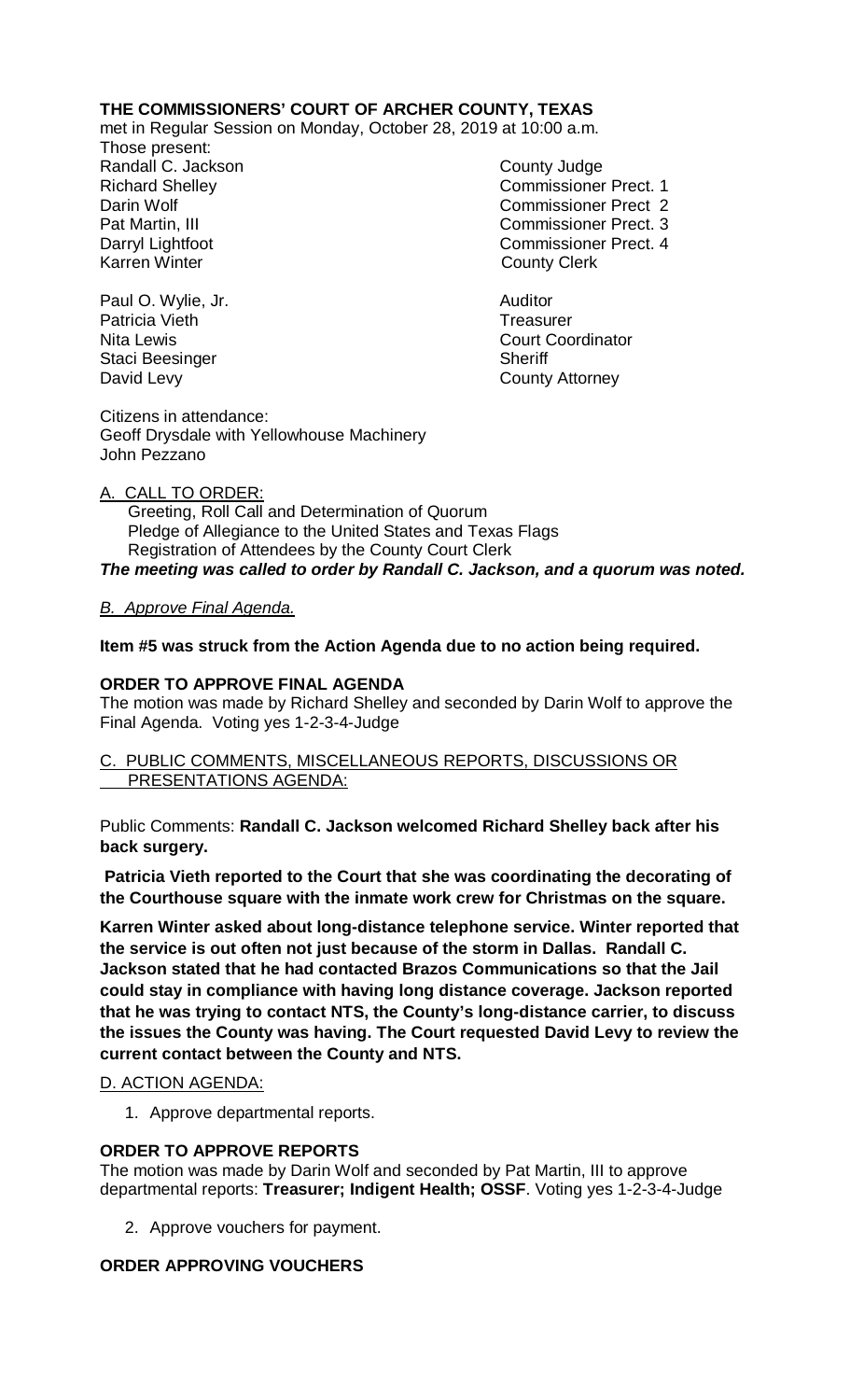**THE COMMISSIONERS' COURT OF ARCHER COUNTY, TEXAS**

met in Regular Session on Monday, October 28, 2019 at 10:00 a.m.

Those present:

| | |
|---|---|
| Randall C. Jackson | County Judge |
| Richard Shelley | Commissioner Prect. 1 |
| Darin Wolf | Commissioner Prect 2 |
| Pat Martin, III | Commissioner Prect. 3 |
| Darryl Lightfoot | Commissioner Prect. 4 |
| Karren Winter | County Clerk |
| | |
| Paul O. Wylie, Jr. | Auditor |
| Patricia Vieth | Treasurer |
| Nita Lewis | Court Coordinator |
| Staci Beesinger | Sheriff |
| David Levy | County Attorney |

Citizens in attendance:
Geoff Drysdale with Yellowhouse Machinery
John Pezzano

A. CALL TO ORDER:

Greeting, Roll Call and Determination of Quorum
Pledge of Allegiance to the United States and Texas Flags
Registration of Attendees by the County Court Clerk

***The meeting was called to order by Randall C. Jackson, and a quorum was noted.***

*B. Approve Final Agenda.*

**Item #5 was struck from the Action Agenda due to no action being required.**

**ORDER TO APPROVE FINAL AGENDA**

The motion was made by Richard Shelley and seconded by Darin Wolf to approve the Final Agenda. Voting yes 1-2-3-4-Judge

C. PUBLIC COMMENTS, MISCELLANEOUS REPORTS, DISCUSSIONS OR PRESENTATIONS AGENDA:

Public Comments: **Randall C. Jackson welcomed Richard Shelley back after his back surgery.**

**Patricia Vieth reported to the Court that she was coordinating the decorating of the Courthouse square with the inmate work crew for Christmas on the square.**

**Karren Winter asked about long-distance telephone service. Winter reported that the service is out often not just because of the storm in Dallas. Randall C. Jackson stated that he had contacted Brazos Communications so that the Jail could stay in compliance with having long distance coverage. Jackson reported that he was trying to contact NTS, the County's long-distance carrier, to discuss the issues the County was having. The Court requested David Levy to review the current contact between the County and NTS.**

D. ACTION AGENDA:

1. Approve departmental reports.

**ORDER TO APPROVE REPORTS**

The motion was made by Darin Wolf and seconded by Pat Martin, III to approve departmental reports: **Treasurer; Indigent Health; OSSF**. Voting yes 1-2-3-4-Judge

2. Approve vouchers for payment.

**ORDER APPROVING VOUCHERS**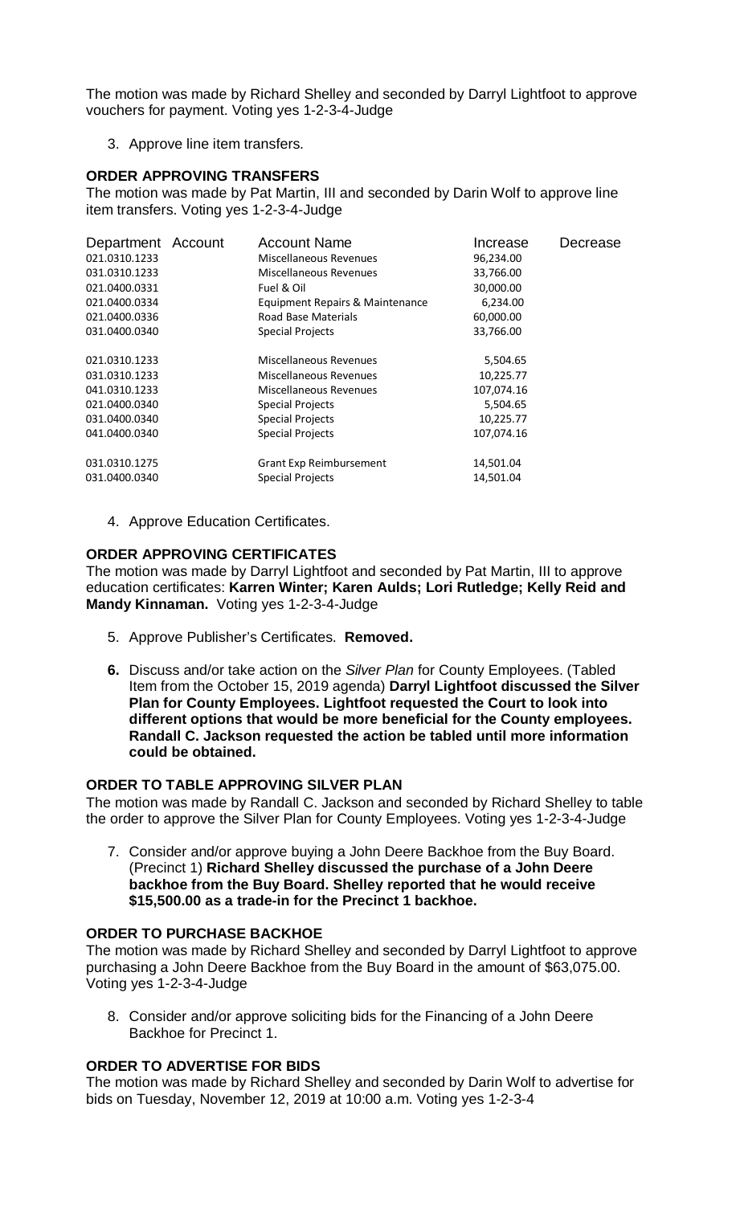The motion was made by Richard Shelley and seconded by Darryl Lightfoot to approve vouchers for payment. Voting yes 1-2-3-4-Judge

3. Approve line item transfers.

**ORDER APPROVING TRANSFERS**

The motion was made by Pat Martin, III and seconded by Darin Wolf to approve line item transfers. Voting yes 1-2-3-4-Judge

| Department | Account | Account Name | Increase | Decrease |
|---|---|---|---|---|
| 021.0310.1233 | | Miscellaneous Revenues | 96,234.00 | |
| 031.0310.1233 | | Miscellaneous Revenues | 33,766.00 | |
| 021.0400.0331 | | Fuel & Oil | 30,000.00 | |
| 021.0400.0334 | | Equipment Repairs & Maintenance | 6,234.00 | |
| 021.0400.0336 | | Road Base Materials | 60,000.00 | |
| 031.0400.0340 | | Special Projects | 33,766.00 | |
| | | | | |
| 021.0310.1233 | | Miscellaneous Revenues | 5,504.65 | |
| 031.0310.1233 | | Miscellaneous Revenues | 10,225.77 | |
| 041.0310.1233 | | Miscellaneous Revenues | 107,074.16 | |
| 021.0400.0340 | | Special Projects | 5,504.65 | |
| 031.0400.0340 | | Special Projects | 10,225.77 | |
| 041.0400.0340 | | Special Projects | 107,074.16 | |
| | | | | |
| 031.0310.1275 | | Grant Exp Reimbursement | 14,501.04 | |
| 031.0400.0340 | | Special Projects | 14,501.04 | |

4. Approve Education Certificates.

**ORDER APPROVING CERTIFICATES**

The motion was made by Darryl Lightfoot and seconded by Pat Martin, III to approve education certificates: **Karren Winter; Karen Aulds; Lori Rutledge; Kelly Reid and Mandy Kinnaman.** Voting yes 1-2-3-4-Judge

5. Approve Publisher's Certificates. **Removed.**

6. Discuss and/or take action on the *Silver Plan* for County Employees. (Tabled Item from the October 15, 2019 agenda) **Darryl Lightfoot discussed the Silver Plan for County Employees. Lightfoot requested the Court to look into different options that would be more beneficial for the County employees. Randall C. Jackson requested the action be tabled until more information could be obtained.**

**ORDER TO TABLE APPROVING SILVER PLAN**

The motion was made by Randall C. Jackson and seconded by Richard Shelley to table the order to approve the Silver Plan for County Employees. Voting yes 1-2-3-4-Judge

7. Consider and/or approve buying a John Deere Backhoe from the Buy Board. (Precinct 1) **Richard Shelley discussed the purchase of a John Deere backhoe from the Buy Board. Shelley reported that he would receive $15,500.00 as a trade-in for the Precinct 1 backhoe.**

**ORDER TO PURCHASE BACKHOE**

The motion was made by Richard Shelley and seconded by Darryl Lightfoot to approve purchasing a John Deere Backhoe from the Buy Board in the amount of $63,075.00. Voting yes 1-2-3-4-Judge

8. Consider and/or approve soliciting bids for the Financing of a John Deere Backhoe for Precinct 1.

**ORDER TO ADVERTISE FOR BIDS**

The motion was made by Richard Shelley and seconded by Darin Wolf to advertise for bids on Tuesday, November 12, 2019 at 10:00 a.m. Voting yes 1-2-3-4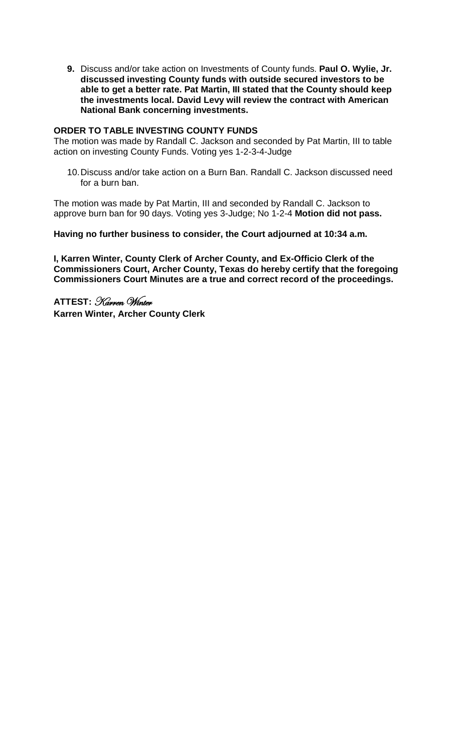9. Discuss and/or take action on Investments of County funds. **Paul O. Wylie, Jr. discussed investing County funds with outside secured investors to be able to get a better rate. Pat Martin, III stated that the County should keep the investments local. David Levy will review the contract with American National Bank concerning investments.**

**ORDER TO TABLE INVESTING COUNTY FUNDS**

The motion was made by Randall C. Jackson and seconded by Pat Martin, III to table action on investing County Funds. Voting yes 1-2-3-4-Judge

10. Discuss and/or take action on a Burn Ban. Randall C. Jackson discussed need for a burn ban.

The motion was made by Pat Martin, III and seconded by Randall C. Jackson to approve burn ban for 90 days. Voting yes 3-Judge; No 1-2-4 **Motion did not pass.**

**Having no further business to consider, the Court adjourned at 10:34 a.m.**

**I, Karren Winter, County Clerk of Archer County, and Ex-Officio Clerk of the Commissioners Court, Archer County, Texas do hereby certify that the foregoing Commissioners Court Minutes are a true and correct record of the proceedings.**

**ATTEST:** *Karren Winter*

**Karren Winter, Archer County Clerk**